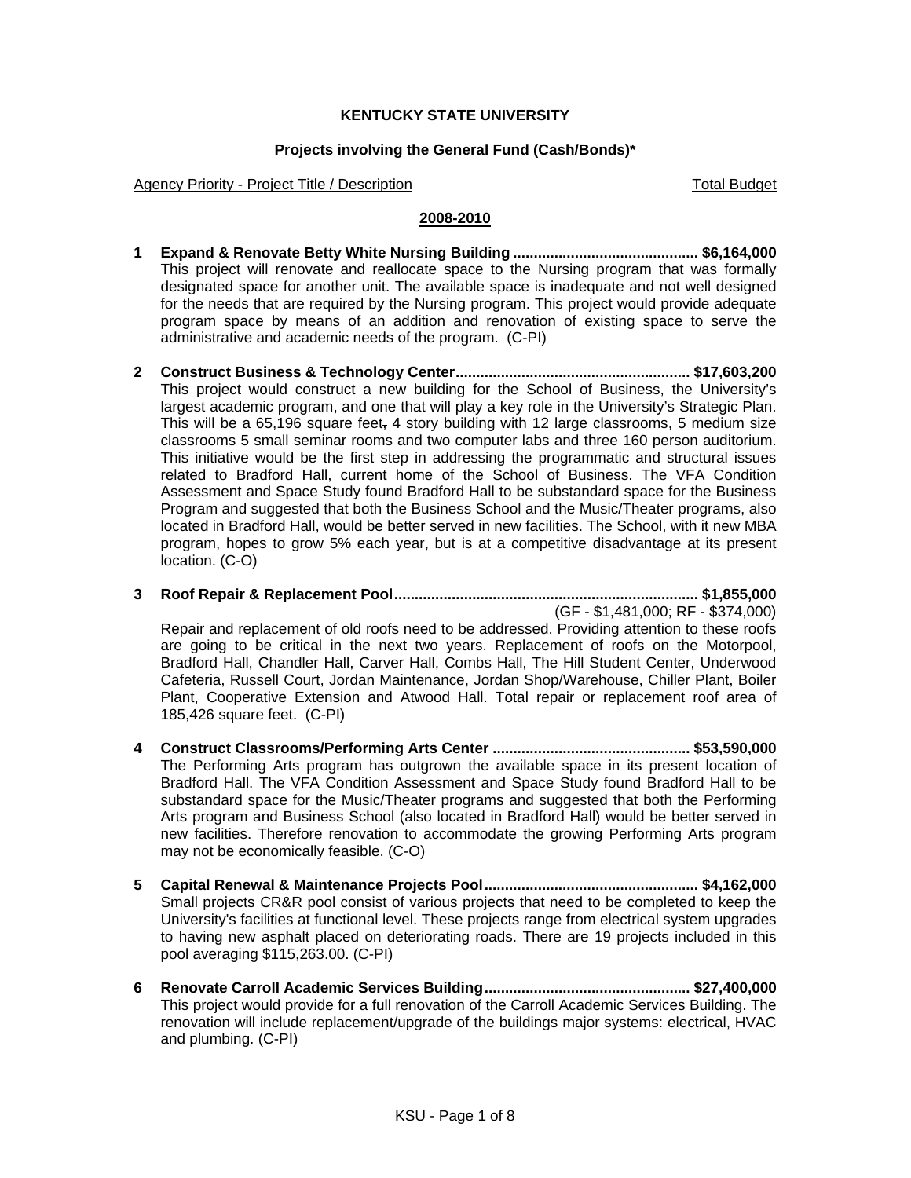**KENTUCKY STATE UNIVERSITY**

**Projects involving the General Fund (Cash/Bonds)***

Agency Priority - Project Title / Description — Total Budget

**2008-2010**

**1 Expand & Renovate Betty White Nursing Building ............................................ $6,164,000**
This project will renovate and reallocate space to the Nursing program that was formally designated space for another unit. The available space is inadequate and not well designed for the needs that are required by the Nursing program. This project would provide adequate program space by means of an addition and renovation of existing space to serve the administrative and academic needs of the program. (C-PI)

**2 Construct Business & Technology Center........................................................ $17,603,200**
This project would construct a new building for the School of Business, the University's largest academic program, and one that will play a key role in the University's Strategic Plan. This will be a 65,196 square feet, 4 story building with 12 large classrooms, 5 medium size classrooms 5 small seminar rooms and two computer labs and three 160 person auditorium. This initiative would be the first step in addressing the programmatic and structural issues related to Bradford Hall, current home of the School of Business. The VFA Condition Assessment and Space Study found Bradford Hall to be substandard space for the Business Program and suggested that both the Business School and the Music/Theater programs, also located in Bradford Hall, would be better served in new facilities. The School, with it new MBA program, hopes to grow 5% each year, but is at a competitive disadvantage at its present location. (C-O)

**3 Roof Repair & Replacement Pool......................................................................... $1,855,000**
(GF - $1,481,000; RF - $374,000)
Repair and replacement of old roofs need to be addressed. Providing attention to these roofs are going to be critical in the next two years. Replacement of roofs on the Motorpool, Bradford Hall, Chandler Hall, Carver Hall, Combs Hall, The Hill Student Center, Underwood Cafeteria, Russell Court, Jordan Maintenance, Jordan Shop/Warehouse, Chiller Plant, Boiler Plant, Cooperative Extension and Atwood Hall. Total repair or replacement roof area of 185,426 square feet. (C-PI)

**4 Construct Classrooms/Performing Arts Center ................................................ $53,590,000**
The Performing Arts program has outgrown the available space in its present location of Bradford Hall. The VFA Condition Assessment and Space Study found Bradford Hall to be substandard space for the Music/Theater programs and suggested that both the Performing Arts program and Business School (also located in Bradford Hall) would be better served in new facilities. Therefore renovation to accommodate the growing Performing Arts program may not be economically feasible. (C-O)

**5 Capital Renewal & Maintenance Projects Pool.................................................... $4,162,000**
Small projects CR&R pool consist of various projects that need to be completed to keep the University's facilities at functional level. These projects range from electrical system upgrades to having new asphalt placed on deteriorating roads. There are 19 projects included in this pool averaging $115,263.00. (C-PI)

**6 Renovate Carroll Academic Services Building................................................. $27,400,000**
This project would provide for a full renovation of the Carroll Academic Services Building. The renovation will include replacement/upgrade of the buildings major systems: electrical, HVAC and plumbing. (C-PI)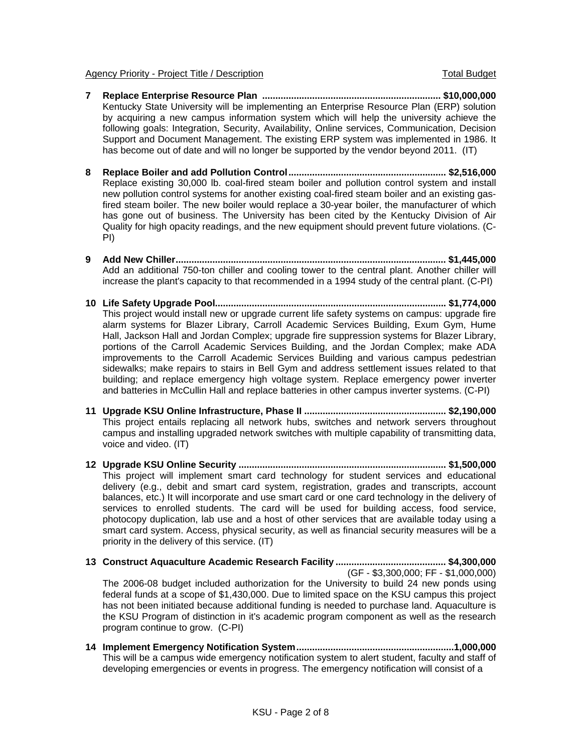Agency Priority - Project Title / Description | Total Budget

**7 Replace Enterprise Resource Plan .................................................................. $10,000,000**
Kentucky State University will be implementing an Enterprise Resource Plan (ERP) solution by acquiring a new campus information system which will help the university achieve the following goals: Integration, Security, Availability, Online services, Communication, Decision Support and Document Management. The existing ERP system was implemented in 1986. It has become out of date and will no longer be supported by the vendor beyond 2011. (IT)

**8 Replace Boiler and add Pollution Control........................................................... $2,516,000**
Replace existing 30,000 lb. coal-fired steam boiler and pollution control system and install new pollution control systems for another existing coal-fired steam boiler and an existing gas-fired steam boiler. The new boiler would replace a 30-year boiler, the manufacturer of which has gone out of business. The University has been cited by the Kentucky Division of Air Quality for high opacity readings, and the new equipment should prevent future violations. (C-PI)

**9 Add New Chiller...................................................................................................... $1,445,000**
Add an additional 750-ton chiller and cooling tower to the central plant. Another chiller will increase the plant's capacity to that recommended in a 1994 study of the central plant. (C-PI)

**10 Life Safety Upgrade Pool....................................................................................... $1,774,000**
This project would install new or upgrade current life safety systems on campus: upgrade fire alarm systems for Blazer Library, Carroll Academic Services Building, Exum Gym, Hume Hall, Jackson Hall and Jordan Complex; upgrade fire suppression systems for Blazer Library, portions of the Carroll Academic Services Building, and the Jordan Complex; make ADA improvements to the Carroll Academic Services Building and various campus pedestrian sidewalks; make repairs to stairs in Bell Gym and address settlement issues related to that building; and replace emergency high voltage system. Replace emergency power inverter and batteries in McCullin Hall and replace batteries in other campus inverter systems. (C-PI)

**11 Upgrade KSU Online Infrastructure, Phase II ..................................................... $2,190,000**
This project entails replacing all network hubs, switches and network servers throughout campus and installing upgraded network switches with multiple capability of transmitting data, voice and video. (IT)

**12 Upgrade KSU Online Security .............................................................................. $1,500,000**
This project will implement smart card technology for student services and educational delivery (e.g., debit and smart card system, registration, grades and transcripts, account balances, etc.) It will incorporate and use smart card or one card technology in the delivery of services to enrolled students. The card will be used for building access, food service, photocopy duplication, lab use and a host of other services that are available today using a smart card system. Access, physical security, as well as financial security measures will be a priority in the delivery of this service. (IT)

**13 Construct Aquaculture Academic Research Facility .......................................... $4,300,000**
(GF - $3,300,000; FF - $1,000,000)
The 2006-08 budget included authorization for the University to build 24 new ponds using federal funds at a scope of $1,430,000. Due to limited space on the KSU campus this project has not been initiated because additional funding is needed to purchase land. Aquaculture is the KSU Program of distinction in it's academic program component as well as the research program continue to grow. (C-PI)

**14 Implement Emergency Notification System...........................................................1,000,000**
This will be a campus wide emergency notification system to alert student, faculty and staff of developing emergencies or events in progress. The emergency notification will consist of a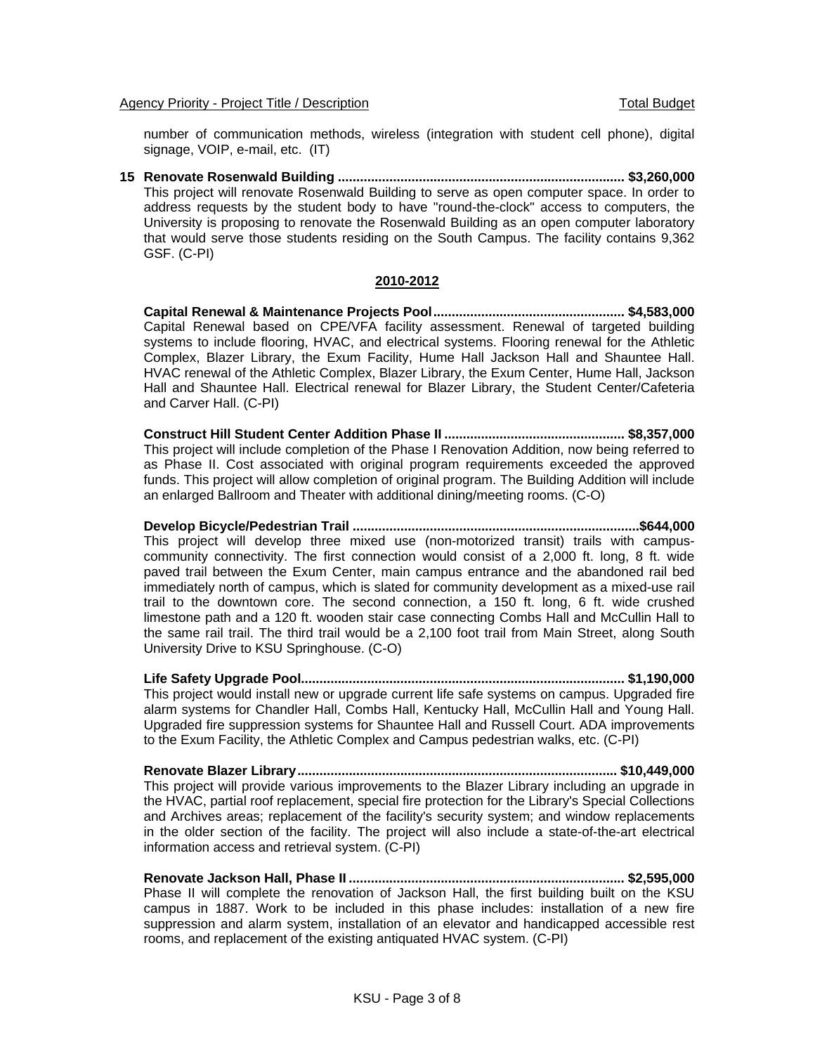Agency Priority - Project Title / Description | Total Budget

number of communication methods, wireless (integration with student cell phone), digital signage, VOIP, e-mail, etc. (IT)

**15 Renovate Rosenwald Building ............................................................................. $3,260,000**
This project will renovate Rosenwald Building to serve as open computer space. In order to address requests by the student body to have "round-the-clock" access to computers, the University is proposing to renovate the Rosenwald Building as an open computer laboratory that would serve those students residing on the South Campus. The facility contains 9,362 GSF. (C-PI)

## 2010-2012

**Capital Renewal & Maintenance Projects Pool.................................................... $4,583,000**
Capital Renewal based on CPE/VFA facility assessment. Renewal of targeted building systems to include flooring, HVAC, and electrical systems. Flooring renewal for the Athletic Complex, Blazer Library, the Exum Facility, Hume Hall Jackson Hall and Shauntee Hall. HVAC renewal of the Athletic Complex, Blazer Library, the Exum Center, Hume Hall, Jackson Hall and Shauntee Hall. Electrical renewal for Blazer Library, the Student Center/Cafeteria and Carver Hall. (C-PI)

**Construct Hill Student Center Addition Phase II ................................................. $8,357,000**
This project will include completion of the Phase I Renovation Addition, now being referred to as Phase II. Cost associated with original program requirements exceeded the approved funds. This project will allow completion of original program. The Building Addition will include an enlarged Ballroom and Theater with additional dining/meeting rooms. (C-O)

**Develop Bicycle/Pedestrian Trail .............................................................................$644,000**
This project will develop three mixed use (non-motorized transit) trails with campus-community connectivity. The first connection would consist of a 2,000 ft. long, 8 ft. wide paved trail between the Exum Center, main campus entrance and the abandoned rail bed immediately north of campus, which is slated for community development as a mixed-use rail trail to the downtown core. The second connection, a 150 ft. long, 6 ft. wide crushed limestone path and a 120 ft. wooden stair case connecting Combs Hall and McCullin Hall to the same rail trail. The third trail would be a 2,100 foot trail from Main Street, along South University Drive to KSU Springhouse. (C-O)

**Life Safety Upgrade Pool....................................................................................... $1,190,000**
This project would install new or upgrade current life safe systems on campus. Upgraded fire alarm systems for Chandler Hall, Combs Hall, Kentucky Hall, McCullin Hall and Young Hall. Upgraded fire suppression systems for Shauntee Hall and Russell Court. ADA improvements to the Exum Facility, the Athletic Complex and Campus pedestrian walks, etc. (C-PI)

**Renovate Blazer Library...................................................................................... $10,449,000**
This project will provide various improvements to the Blazer Library including an upgrade in the HVAC, partial roof replacement, special fire protection for the Library's Special Collections and Archives areas; replacement of the facility's security system; and window replacements in the older section of the facility. The project will also include a state-of-the-art electrical information access and retrieval system. (C-PI)

**Renovate Jackson Hall, Phase II.......................................................................... $2,595,000**
Phase II will complete the renovation of Jackson Hall, the first building built on the KSU campus in 1887. Work to be included in this phase includes: installation of a new fire suppression and alarm system, installation of an elevator and handicapped accessible rest rooms, and replacement of the existing antiquated HVAC system. (C-PI)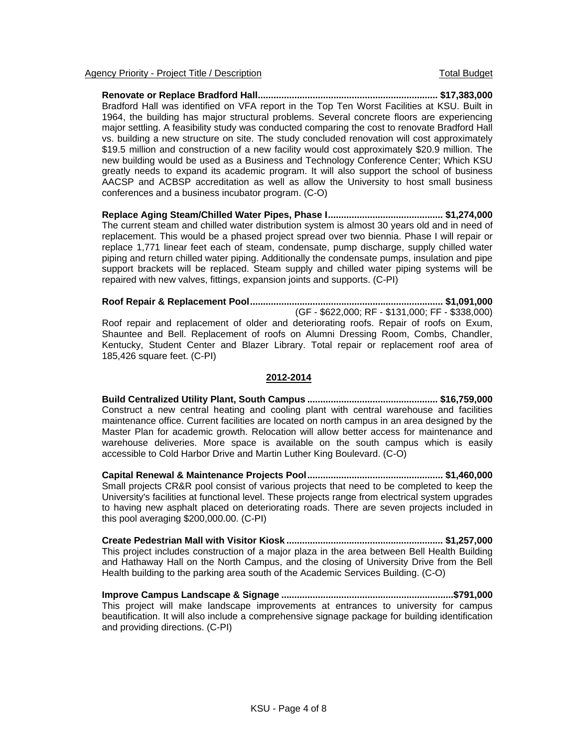Agency Priority - Project Title / Description | Total Budget

**Renovate or Replace Bradford Hall..................................................................... $17,383,000**
Bradford Hall was identified on VFA report in the Top Ten Worst Facilities at KSU. Built in 1964, the building has major structural problems. Several concrete floors are experiencing major settling. A feasibility study was conducted comparing the cost to renovate Bradford Hall vs. building a new structure on site. The study concluded renovation will cost approximately $19.5 million and construction of a new facility would cost approximately $20.9 million. The new building would be used as a Business and Technology Conference Center; Which KSU greatly needs to expand its academic program. It will also support the school of business AACSP and ACBSP accreditation as well as allow the University to host small business conferences and a business incubator program. (C-O)

**Replace Aging Steam/Chilled Water Pipes, Phase I........................................... $1,274,000**
The current steam and chilled water distribution system is almost 30 years old and in need of replacement. This would be a phased project spread over two biennia. Phase I will repair or replace 1,771 linear feet each of steam, condensate, pump discharge, supply chilled water piping and return chilled water piping. Additionally the condensate pumps, insulation and pipe support brackets will be replaced. Steam supply and chilled water piping systems will be repaired with new valves, fittings, expansion joints and supports. (C-PI)

**Roof Repair & Replacement Pool......................................................................... $1,091,000**
(GF - $622,000; RF - $131,000; FF - $338,000)
Roof repair and replacement of older and deteriorating roofs. Repair of roofs on Exum, Shauntee and Bell. Replacement of roofs on Alumni Dressing Room, Combs, Chandler, Kentucky, Student Center and Blazer Library. Total repair or replacement roof area of 185,426 square feet. (C-PI)

## 2012-2014

**Build Centralized Utility Plant, South Campus ................................................. $16,759,000**
Construct a new central heating and cooling plant with central warehouse and facilities maintenance office. Current facilities are located on north campus in an area designed by the Master Plan for academic growth. Relocation will allow better access for maintenance and warehouse deliveries. More space is available on the south campus which is easily accessible to Cold Harbor Drive and Martin Luther King Boulevard. (C-O)

**Capital Renewal & Maintenance Projects Pool................................................... $1,460,000**
Small projects CR&R pool consist of various projects that need to be completed to keep the University's facilities at functional level. These projects range from electrical system upgrades to having new asphalt placed on deteriorating roads. There are seven projects included in this pool averaging $200,000.00. (C-PI)

**Create Pedestrian Mall with Visitor Kiosk ........................................................... $1,257,000**
This project includes construction of a major plaza in the area between Bell Health Building and Hathaway Hall on the North Campus, and the closing of University Drive from the Bell Health building to the parking area south of the Academic Services Building. (C-O)

**Improve Campus Landscape & Signage .................................................................$791,000**
This project will make landscape improvements at entrances to university for campus beautification. It will also include a comprehensive signage package for building identification and providing directions. (C-PI)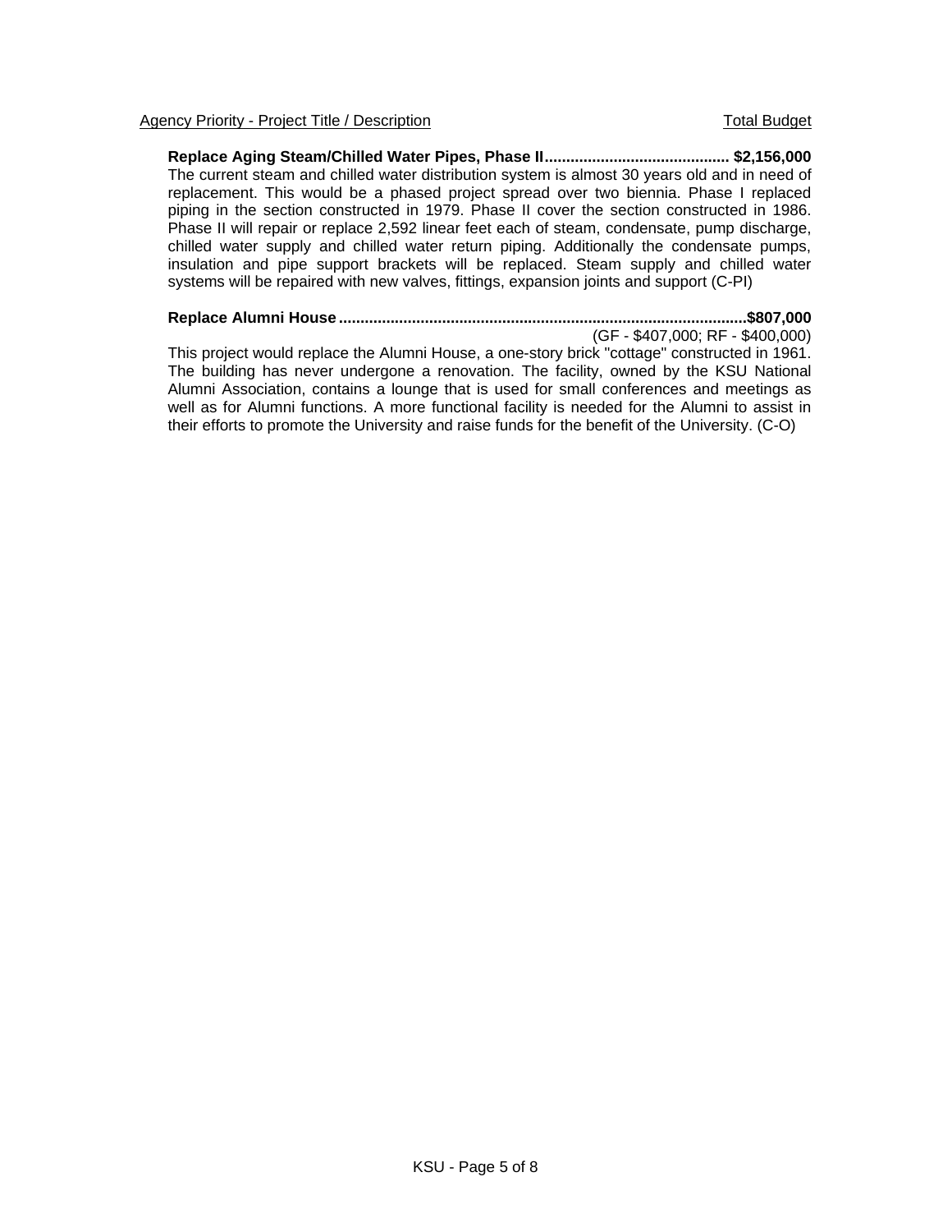Agency Priority - Project Title / Description | Total Budget

**Replace Aging Steam/Chilled Water Pipes, Phase II........................................... $2,156,000**

The current steam and chilled water distribution system is almost 30 years old and in need of replacement. This would be a phased project spread over two biennia. Phase I replaced piping in the section constructed in 1979. Phase II cover the section constructed in 1986. Phase II will repair or replace 2,592 linear feet each of steam, condensate, pump discharge, chilled water supply and chilled water return piping. Additionally the condensate pumps, insulation and pipe support brackets will be replaced. Steam supply and chilled water systems will be repaired with new valves, fittings, expansion joints and support (C-PI)

**Replace Alumni House..............................................................................................$807,000**

(GF - $407,000; RF - $400,000)

This project would replace the Alumni House, a one-story brick "cottage" constructed in 1961. The building has never undergone a renovation. The facility, owned by the KSU National Alumni Association, contains a lounge that is used for small conferences and meetings as well as for Alumni functions. A more functional facility is needed for the Alumni to assist in their efforts to promote the University and raise funds for the benefit of the University. (C-O)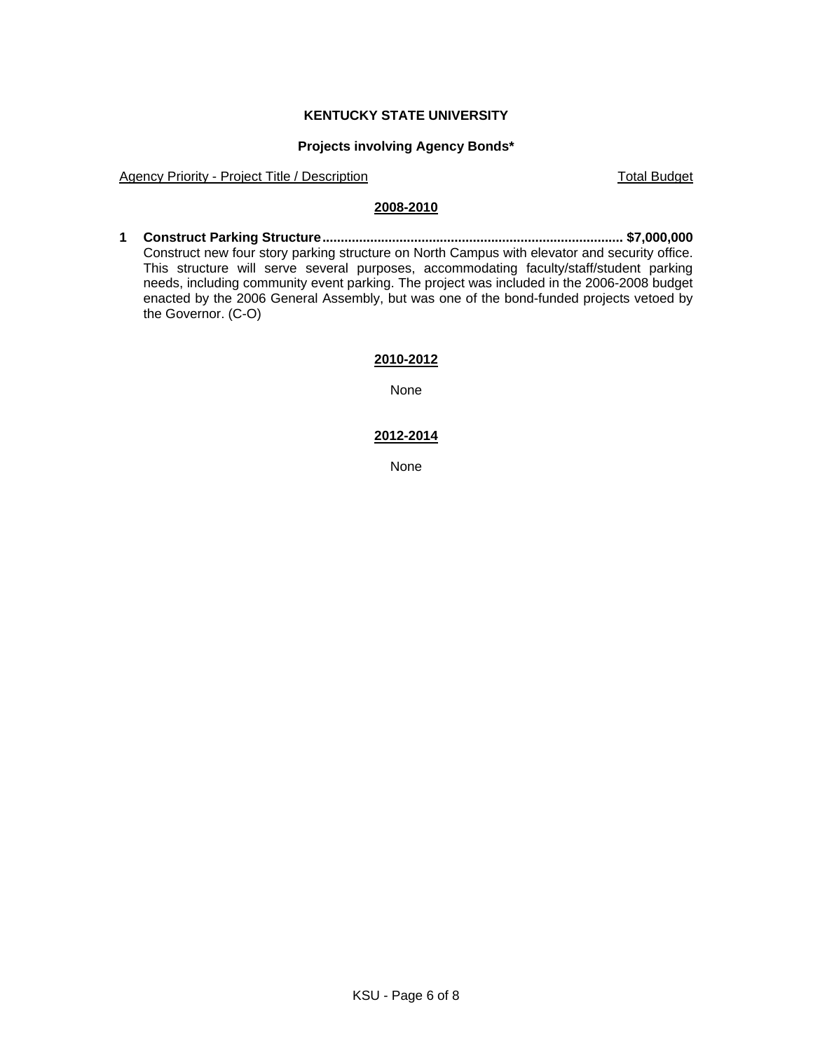**KENTUCKY STATE UNIVERSITY**

**Projects involving Agency Bonds***

Agency Priority - Project Title / Description | Total Budget

## 2008-2010

**1 Construct Parking Structure................................................................................. $7,000,000**
Construct new four story parking structure on North Campus with elevator and security office. This structure will serve several purposes, accommodating faculty/staff/student parking needs, including community event parking. The project was included in the 2006-2008 budget enacted by the 2006 General Assembly, but was one of the bond-funded projects vetoed by the Governor. (C-O)

## 2010-2012

None

## 2012-2014

None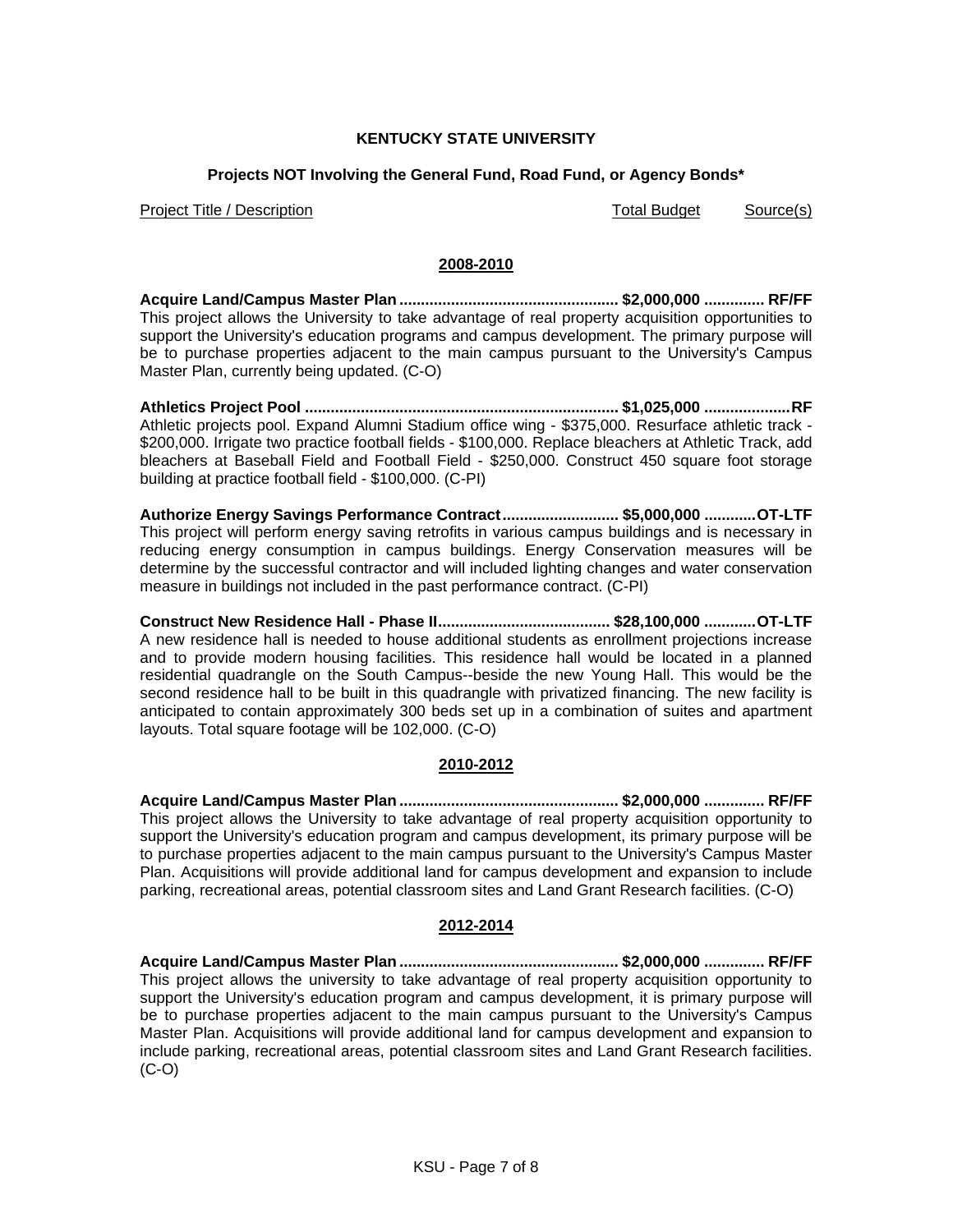**KENTUCKY STATE UNIVERSITY**

**Projects NOT Involving the General Fund, Road Fund, or Agency Bonds***

Project Title / Description ........ Total Budget ........ Source(s)

## 2008-2010

**Acquire Land/Campus Master Plan .................................................. $2,000,000 ............. RF/FF**
This project allows the University to take advantage of real property acquisition opportunities to support the University's education programs and campus development. The primary purpose will be to purchase properties adjacent to the main campus pursuant to the University's Campus Master Plan, currently being updated. (C-O)

**Athletics Project Pool ........................................................................ $1,025,000 ....................RF**
Athletic projects pool. Expand Alumni Stadium office wing - $375,000. Resurface athletic track - $200,000. Irrigate two practice football fields - $100,000. Replace bleachers at Athletic Track, add bleachers at Baseball Field and Football Field - $250,000. Construct 450 square foot storage building at practice football field - $100,000. (C-PI)

**Authorize Energy Savings Performance Contract.......................... $5,000,000 ............OT-LTF**
This project will perform energy saving retrofits in various campus buildings and is necessary in reducing energy consumption in campus buildings. Energy Conservation measures will be determine by the successful contractor and will included lighting changes and water conservation measure in buildings not included in the past performance contract. (C-PI)

**Construct New Residence Hall - Phase II........................................ $28,100,000 ............OT-LTF**
A new residence hall is needed to house additional students as enrollment projections increase and to provide modern housing facilities. This residence hall would be located in a planned residential quadrangle on the South Campus--beside the new Young Hall. This would be the second residence hall to be built in this quadrangle with privatized financing. The new facility is anticipated to contain approximately 300 beds set up in a combination of suites and apartment layouts. Total square footage will be 102,000. (C-O)

## 2010-2012

**Acquire Land/Campus Master Plan .................................................. $2,000,000 ............. RF/FF**
This project allows the University to take advantage of real property acquisition opportunity to support the University's education program and campus development, its primary purpose will be to purchase properties adjacent to the main campus pursuant to the University's Campus Master Plan. Acquisitions will provide additional land for campus development and expansion to include parking, recreational areas, potential classroom sites and Land Grant Research facilities. (C-O)

## 2012-2014

**Acquire Land/Campus Master Plan .................................................. $2,000,000 ............. RF/FF**
This project allows the university to take advantage of real property acquisition opportunity to support the University's education program and campus development, it is primary purpose will be to purchase properties adjacent to the main campus pursuant to the University's Campus Master Plan. Acquisitions will provide additional land for campus development and expansion to include parking, recreational areas, potential classroom sites and Land Grant Research facilities. (C-O)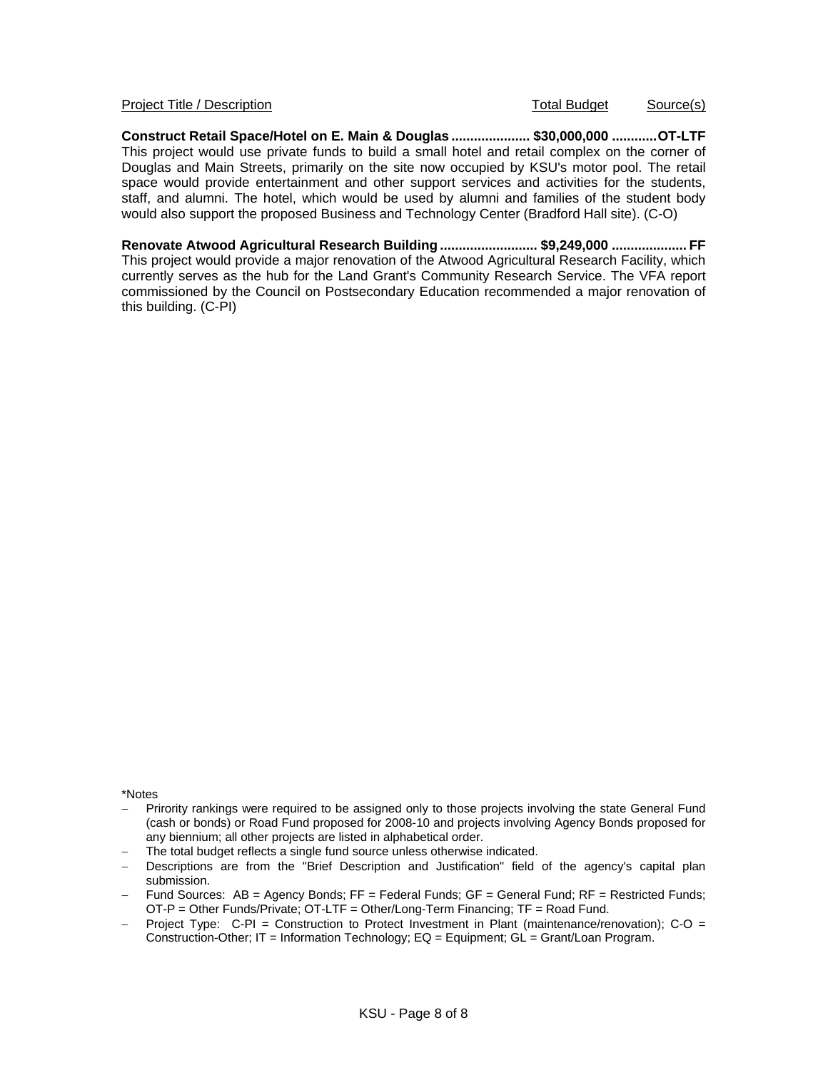Project Title / Description | Total Budget | Source(s)

**Construct Retail Space/Hotel on E. Main & Douglas..................... $30,000,000 ............OT-LTF**
This project would use private funds to build a small hotel and retail complex on the corner of Douglas and Main Streets, primarily on the site now occupied by KSU's motor pool. The retail space would provide entertainment and other support services and activities for the students, staff, and alumni. The hotel, which would be used by alumni and families of the student body would also support the proposed Business and Technology Center (Bradford Hall site). (C-O)

**Renovate Atwood Agricultural Research Building.......................... $9,249,000 .................... FF**
This project would provide a major renovation of the Atwood Agricultural Research Facility, which currently serves as the hub for the Land Grant's Community Research Service. The VFA report commissioned by the Council on Postsecondary Education recommended a major renovation of this building. (C-PI)

*Notes

- Prirority rankings were required to be assigned only to those projects involving the state General Fund (cash or bonds) or Road Fund proposed for 2008-10 and projects involving Agency Bonds proposed for any biennium; all other projects are listed in alphabetical order.
- The total budget reflects a single fund source unless otherwise indicated.
- Descriptions are from the "Brief Description and Justification" field of the agency's capital plan submission.
- Fund Sources: AB = Agency Bonds; FF = Federal Funds; GF = General Fund; RF = Restricted Funds; OT-P = Other Funds/Private; OT-LTF = Other/Long-Term Financing; TF = Road Fund.
- Project Type: C-PI = Construction to Protect Investment in Plant (maintenance/renovation); C-O = Construction-Other; IT = Information Technology; EQ = Equipment; GL = Grant/Loan Program.